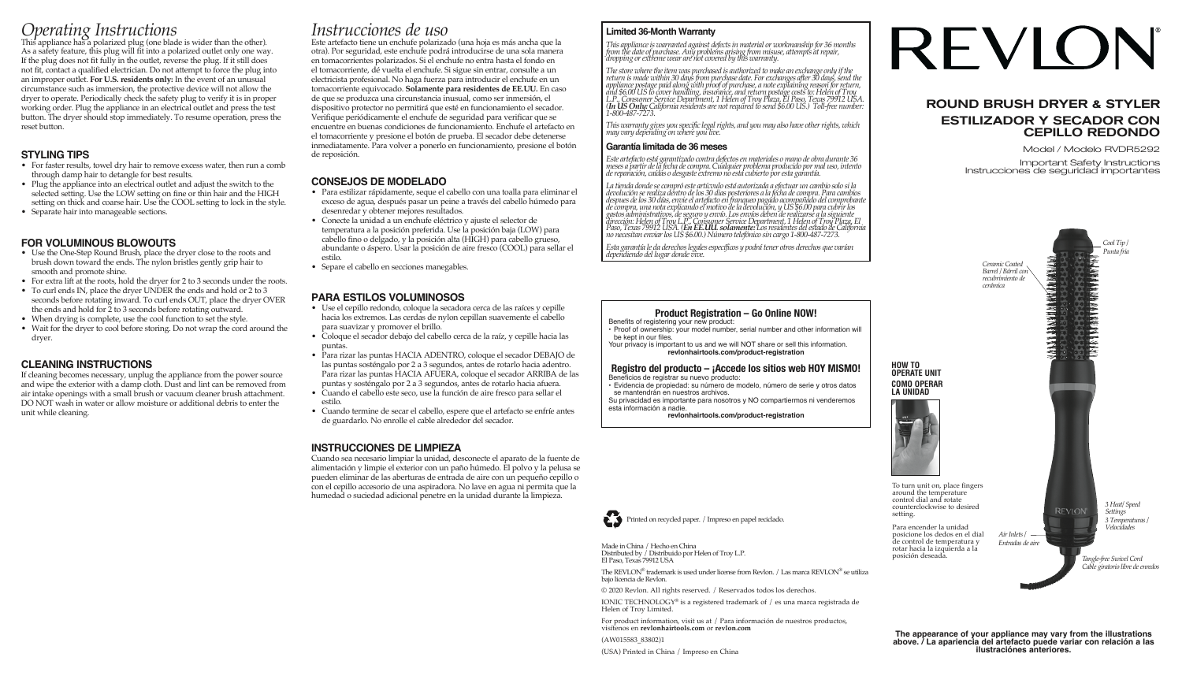# Operating Instructions

This appliance has a polarized plug (one blade is wider than the other). As a safety feature, this plug will fit into a polarized outlet only one way. If the plug does not fit fully in the outlet, reverse the plug. If it still does not fit, contact a qualified electrician. Do not attempt to force the plug into an improper outlet. **For U.S. residents only:** In the event of an unusual circumstance such as immersion, the protective device will not allow the dryer to operate. Periodically check the safety plug to verify it is in proper working order. Plug the appliance in an electrical outlet and press the test button. The dryer should stop immediately. To resume operation, press the reset button.

## STYLING TIPS

- For faster results, towel dry hair to remove excess water, then run a comb through damp hair to detangle for best results.
- Plug the appliance into an electrical outlet and adjust the switch to the selected setting. Use the LOW setting on fine or thin hair and the HIGH setting on thick and coarse hair. Use the COOL setting to lock in the style.
- Separate hair into manageable sections.

## FOR VOLUMINOUS BLOWOUTS

- Use the One-Step Round Brush, place the dryer close to the roots and brush down toward the ends. The nylon bristles gently grip hair to smooth and promote shine.
- For extra lift at the roots, hold the dryer for 2 to 3 seconds under the roots.
- To curl ends IN, place the dryer UNDER the ends and hold or 2 to 3 seconds before rotating inward. To curl ends OUT, place the dryer OVER the ends and hold for 2 to 3 seconds before rotating outward.
- When drying is complete, use the cool function to set the style.
- Wait for the dryer to cool before storing. Do not wrap the cord around the dryer.

## CLEANING INSTRUCTIONS

If cleaning becomes necessary, unplug the appliance from the power source and wipe the exterior with a damp cloth. Dust and lint can be removed from air intake openings with a small brush or vacuum cleaner brush attachment. DO NOT wash in water or allow moisture or additional debris to enter the unit while cleaning.

# Instrucciones de uso

Este artefacto tiene un enchufe polarizado (una hoja es más ancha que la otra). Por seguridad, este enchufe podrá introducirse de una sola manera en tomacorrientes polarizados. Si el enchufe no entra hasta el fondo en el tomacorriente, dé vuelta el enchufe. Si sigue sin entrar, consulte a un electricista profesional. No haga fuerza para introducir el enchufe en un tomacorriente equivocado. **Solamente para residentes de EE.UU.** En caso de que se produzca una circunstancia inusual, como ser inmersión, el dispositivo protector no permitirá que esté en funcionamiento el secador. Verifique periódicamente el enchufe de seguridad para verificar que se encuentre en buenas condiciones de funcionamiento. Enchufe el artefacto en el tomacorriente y presione el botón de prueba. El secador debe detenerse inmediatamente. Para volver a ponerlo en funcionamiento, presione el botón de reposición.

## CONSEJOS DE MODELADO

- Para estilizar rápidamente, seque el cabello con una toalla para eliminar el exceso de agua, después pasar un peine a través del cabello húmedo para desenredar y obtener mejores resultados.
- Conecte la unidad a un enchufe eléctrico y ajuste el selector de temperatura a la posición preferida. Use la posición baja (LOW) para cabello fino o delgado, y la posición alta (HIGH) para cabello grueso, abundante o áspero. Usar la posición de aire fresco (COOL) para sellar el estilo.
- Separe el cabello en secciones manejables.

## PARA ESTILOS VOLUMINOSOS

- Use el cepillo redondo, coloque la secadora cerca de las raíces y cepille hacia los extremos. Las cerdas de nylon cepillan suavemente el cabello para suavizar y promover el brillo.
- Coloque el secador debajo del cabello cerca de la raíz, y cepille hacia las puntas.
- Para rizar las puntas HACIA ADENTRO, coloque el secador DEBAJO de las puntas sosténgalo por 2 a 3 segundos, antes de rotarlo hacia adentro. Para rizar las puntas HACIA AFUERA, coloque el secador ARRIBA de las puntas y sosténgalo por 2 a 3 segundos, antes de rotarlo hacia afuera.
- Cuando el cabello este seco, use la función de aire fresco para sellar el estilo.
- Cuando termine de secar el cabello, espere que el artefacto se enfríe antes de guardarlo. No enrolle el cable alrededor del secador.

## INSTRUCCIONES DE LIMPIEZA

Cuando sea necesario limpiar la unidad, desconecte el aparato de la fuente de alimentación y limpie el exterior con un paño húmedo. El polvo y la pelusa se pueden eliminar de las aberturas de entrada de aire con un pequeño cepillo o con el cepillo accesorio de una aspiradora. No lave en agua ni permita que la humedad o suciedad adicional penetre en la unidad durante la limpieza.

## Limited 36-Month Warranty

*This appliance is warranted against defects in material or workmanship for 36 months from the date of purchase. Any problems arising from misuse, attempts at repair, dropping or extreme wear are not covered by this warranty.*

*The store where the item was purchased is authorized to make an exchange only if the return is made within 30 days from purchase date. For exchanges after 30 days, send the appliance postage paid along with proof of purchase, a note explaining reason for return, and $6.00 US to cover handling, insurance, and return postage costs to: Helen of Troy L.P., Consumer Service Department, 1 Helen of Troy Plaza, El Paso, Texas 79912 USA. (**In US Only:** California residents are not required to send $6.00 US.) Toll-free number: 1-800-487-7273.*

*This warranty gives you specific legal rights, and you may also have other rights, which may vary depending on where you live.*

## Garantía limitada de 36 meses

*Este artefacto está garantizado contra defectos en materiales o mano de obra durante 36 meses a partir de la fecha de compra. Cualquier problema producido por mal uso, intento de reparación, caídas o desgaste extremo no está cubierto por esta garantía.*

*La tienda donde se compró este artículo está autorizada a efectuar un cambio solo si la devolución se realiza dentro de los 30 días posteriores a la fecha de compra. Para cambios despues de los 30 días, envíe el artefacto en franqueo pagado acompañado del comprobante de compra, una nota explicando el motivo de la devolución, y US $6.00 para cubrir los gastos administrativos, de seguro y envío. Los envíos deben de realizarse a la siguiente dirección: Helen of Troy L.P., Consumer Service Department, 1 Helen of Troy Plaza, El Paso, Texas 79912 USA. (**En EE.UU. solamente:** Los residentes del estado de California no necesitan enviar los US $6.00.) Número telefónico sin cargo 1-800-487-7273.*

*Esta garantía le da derechos legales específicos y podrá tener otros derechos que varían dependiendo del lugar donde vive.*

### Product Registration – Go Online NOW!

Benefits of registering your new product:

- Proof of ownership: your model number, serial number and other information will be kept in our files.

Your privacy is important to us and we will NOT share or sell this information.

**revlonhairtools.com/product-registration**

### Registro del producto – ¡Accede los sitios web HOY MISMO!

Beneficios de registrar su nuevo producto:

- Evidencia de propiedad: su número de modelo, número de serie y otros datos se mantendrán en nuestros archivos.

Su privacidad es importante para nosotros y NO compartiermos ni venderemos esta información a nadie.

**revlonhairtools.com/product-registration**

Printed on recycled paper. / Impreso en papel reciclado.

Made in China / Hecho en China
Distributed by / Distribuido por Helen of Troy L.P.
El Paso, Texas 79912 USA

The REVLON® trademark is used under license from Revlon. / Las marca REVLON® se utiliza bajo licencia de Revlon.

© 2020 Revlon. All rights reserved. / Reservados todos los derechos.

IONIC TECHNOLOGY® is a registered trademark of / es una marca registrada de Helen of Troy Limited.

For product information, visit us at / Para información de nuestros productos, visítenos en **revlonhairtools.com** or **revlon.com**

(AW015583_83802)1

(USA) Printed in China / Impreso en China

# REVLON®

## ROUND BRUSH DRYER & STYLER
## ESTILIZADOR Y SECADOR CON CEPILLO REDONDO

Model / Modelo RVDR5292

Important Safety Instructions
Instrucciones de seguridad importantes

**HOW TO OPERATE UNIT**
**COMO OPERAR LA UNIDAD**

To turn unit on, place fingers around the temperature control dial and rotate counterclockwise to desired setting.

Para encender la unidad posicione los dedos en el dial de control de temperatura y rotar hacia la izquierda a la posición deseada.

*Cool Tip / Punta fría*

*Ceramic Coated Barrel / Bárril con recubrimiento de cerámica*

*3 Heat/ Speed Settings / 3 Temperaturas / Velocidades*

*Air Inlets / Entradas de aire*

*Tangle-free Swivel Cord / Cable giratorio libre de enredos*

**The appearance of your appliance may vary from the illustrations above. / La apariencia del artefacto puede variar con relación a las ilustraciónes anteriores.**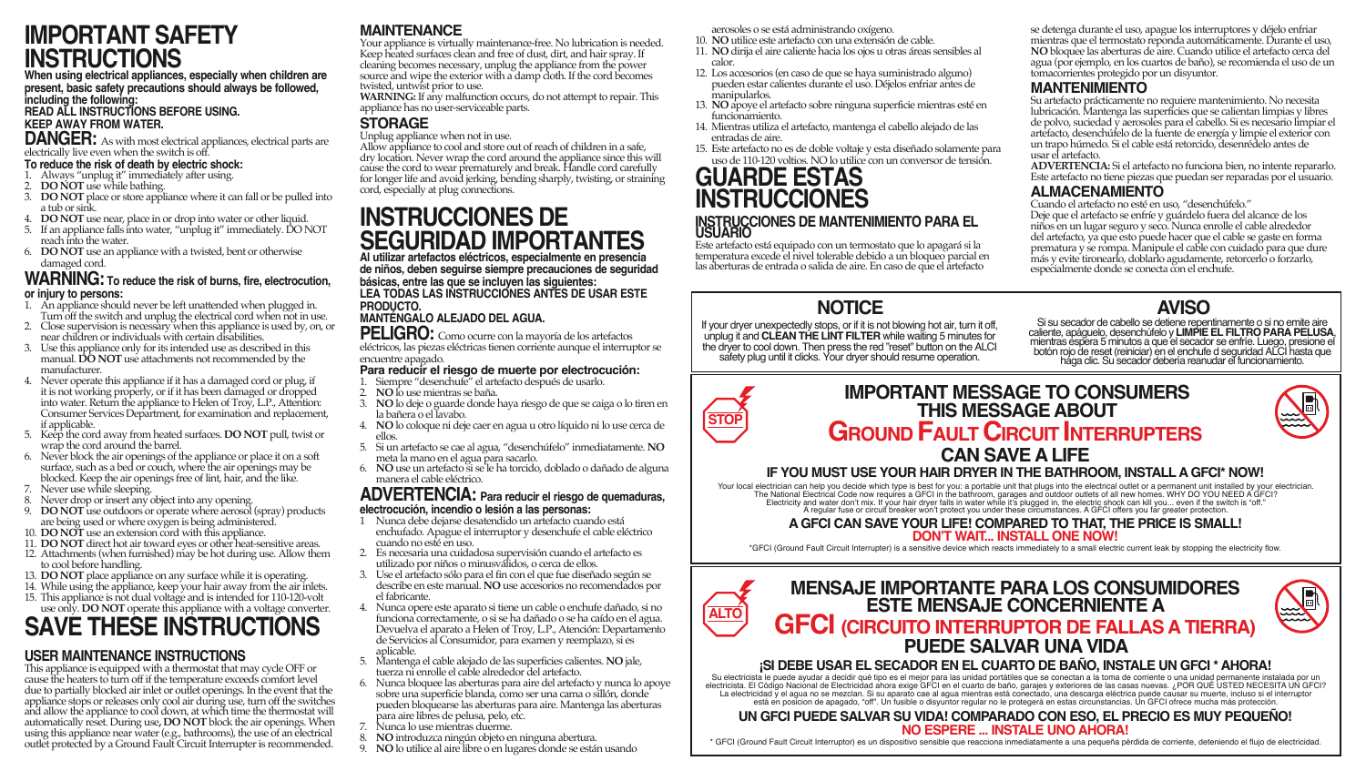# IMPORTANT SAFETY INSTRUCTIONS

**When using electrical appliances, especially when children are present, basic safety precautions should always be followed, including the following:**

**READ ALL INSTRUCTIONS BEFORE USING.**

**KEEP AWAY FROM WATER.**

**DANGER:** As with most electrical appliances, electrical parts are electrically live even when the switch is off.

**To reduce the risk of death by electric shock:**

1. Always "unplug it" immediately after using.
2. **DO NOT** use while bathing.
3. **DO NOT** place or store appliance where it can fall or be pulled into a tub or sink.
4. **DO NOT** use near, place in or drop into water or other liquid.
5. If an appliance falls into water, "unplug it" immediately. DO NOT reach into the water.
6. **DO NOT** use an appliance with a twisted, bent or otherwise damaged cord.

**WARNING: To reduce the risk of burns, fire, electrocution, or injury to persons:**

1. An appliance should never be left unattended when plugged in. Turn off the switch and unplug the electrical cord when not in use.
2. Close supervision is necessary when this appliance is used by, on, or near children or individuals with certain disabilities.
3. Use this appliance only for its intended use as described in this manual. **DO NOT** use attachments not recommended by the manufacturer.
4. Never operate this appliance if it has a damaged cord or plug, if it is not working properly, or if it has been damaged or dropped into water. Return the appliance to Helen of Troy, L.P., Attention: Consumer Services Department, for examination and replacement, if applicable.
5. Keep the cord away from heated surfaces. **DO NOT** pull, twist or wrap the cord around the barrel.
6. Never block the air openings of the appliance or place it on a soft surface, such as a bed or couch, where the air openings may be blocked. Keep the air openings free of lint, hair, and the like.
7. Never use while sleeping.
8. Never drop or insert any object into any opening.
9. **DO NOT** use outdoors or operate where aerosol (spray) products are being used or where oxygen is being administered.
10. **DO NOT** use an extension cord with this appliance.
11. **DO NOT** direct hot air toward eyes or other heat-sensitive areas.
12. Attachments (when furnished) may be hot during use. Allow them to cool before handling.
13. **DO NOT** place appliance on any surface while it is operating.
14. While using the appliance, keep your hair away from the air inlets.
15. This appliance is not dual voltage and is intended for 110-120-volt use only. **DO NOT** operate this appliance with a voltage converter.

# SAVE THESE INSTRUCTIONS

## USER MAINTENANCE INSTRUCTIONS

This appliance is equipped with a thermostat that may cycle OFF or cause the heaters to turn off if the temperature exceeds comfort level due to partially blocked air inlet or outlet openings. In the event that the appliance stops or releases only cool air during use, turn off the switches and allow the appliance to cool down, at which time the thermostat will automatically reset. During use, **DO NOT** block the air openings. When using this appliance near water (e.g., bathrooms), the use of an electrical outlet protected by a Ground Fault Circuit Interrupter is recommended.

## MAINTENANCE

Your appliance is virtually maintenance-free. No lubrication is needed. Keep heated surfaces clean and free of dust, dirt, and hair spray. If cleaning becomes necessary, unplug the appliance from the power source and wipe the exterior with a damp cloth. If the cord becomes twisted, untwist prior to use.

**WARNING:** If any malfunction occurs, do not attempt to repair. This appliance has no user-serviceable parts.

## STORAGE

Unplug appliance when not in use.

Allow appliance to cool and store out of reach of children in a safe, dry location. Never wrap the cord around the appliance since this will cause the cord to wear prematurely and break. Handle cord carefully for longer life and avoid jerking, bending sharply, twisting, or straining cord, especially at plug connections.

# INSTRUCCIONES DE SEGURIDAD IMPORTANTES

**Al utilizar artefactos eléctricos, especialmente en presencia de niños, deben seguirse siempre precauciones de seguridad básicas, entre las que se incluyen las siguientes:**

**LEA TODAS LAS INSTRUCCIONES ANTES DE USAR ESTE PRODUCTO.**

**MANTÉNGALO ALEJADO DEL AGUA.**

**PELIGRO:** Como ocurre con la mayoría de los artefactos eléctricos, las piezas eléctricas tienen corriente aunque el interruptor se encuentre apagado.

**Para reducir el riesgo de muerte por electrocución:**

1. Siempre "desenchufe" el artefacto después de usarlo.
2. **NO** lo use mientras se baña.
3. **NO** lo deje o guarde donde haya riesgo de que se caiga o lo tiren en la bañera o el lavabo.
4. **NO** lo coloque ni deje caer en agua u otro líquido ni lo use cerca de ellos.
5. Si un artefacto se cae al agua, "desenchúfelo" inmediatamente. **NO** meta la mano en el agua para sacarlo.
6. **NO** use un artefacto si se le ha torcido, doblado o dañado de alguna manera el cable eléctrico.

**ADVERTENCIA: Para reducir el riesgo de quemaduras, electrocución, incendio o lesión a las personas:**

1. Nunca debe dejarse desatendido un artefacto cuando está enchufado. Apague el interruptor y desenchufe el cable eléctrico cuando no esté en uso.
2. Es necesaria una cuidadosa supervisión cuando el artefacto es utilizado por niños o minusválidos, o cerca de ellos.
3. Use el artefacto sólo para el fin con el que fue diseñado según se describe en este manual. **NO** use accesorios no recomendados por el fabricante.
4. Nunca opere este aparato si tiene un cable o enchufe dañado, si no funciona correctamente, o si se ha dañado o se ha caído en el agua. Devuelva el aparato a Helen of Troy, L.P., Atención: Departamento de Servicios al Consumidor, para examen y reemplazo, si es aplicable.
5. Mantenga el cable alejado de las superficies calientes. **NO** jale, tuerza ni enrolle el cable alrededor del artefacto.
6. Nunca bloquee las aberturas para aire del artefacto y nunca lo apoye sobre una superficie blanda, como ser una cama o sillón, donde pueden bloquearse las aberturas para aire. Mantenga las aberturas para aire libres de pelusa, pelo, etc.
7. Nunca lo use mientras duerme.
8. **NO** introduzca ningún objeto en ninguna abertura.
9. **NO** lo utilice al aire libre o en lugares donde se están usando aerosoles o se está administrando oxígeno.
10. **NO** utilice este artefacto con una extensión de cable.
11. **NO** dirija el aire caliente hacia los ojos u otras áreas sensibles al calor.
12. Los accesorios (en caso de que se haya suministrado alguno) pueden estar calientes durante el uso. Déjelos enfriar antes de manipularlos.
13. **NO** apoye el artefacto sobre ninguna superficie mientras esté en funcionamiento.
14. Mientras utiliza el artefacto, mantenga el cabello alejado de las entradas de aire.
15. Este artefacto no es de doble voltaje y esta diseñado solamente para uso de 110-120 voltios. **NO** lo utilice con un conversor de tensión.

# GUARDE ESTAS INSTRUCCIONES

## INSTRUCCIONES DE MANTENIMIENTO PARA EL USUARIO

Este artefacto está equipado con un termostato que lo apagará si la temperatura excede el nivel tolerable debido a un bloqueo parcial en las aberturas de entrada o salida de aire. En caso de que el artefacto se detenga durante el uso, apague los interruptores y déjelo enfriar mientras que el termostato reponda automáticamente. Durante el uso, **NO** bloquee las aberturas de aire. Cuando utilice el artefacto cerca del agua (por ejemplo, en los cuartos de baño), se recomienda el uso de un tomacorrientes protegido por un disyuntor.

## MANTENIMIENTO

Su artefacto prácticamente no requiere mantenimiento. No necesita lubricación. Mantenga las superficies que se calientan limpias y libres de polvo, suciedad y aerosoles para el cabello. Si es necesario limpiar el artefacto, desenchúfelo de la fuente de energía y limpie el exterior con un trapo húmedo. Si el cable está retorcido, desenrédelo antes de usar el artefacto.

**ADVERTENCIA:** Si el artefacto no funciona bien, no intente repararlo. Este artefacto no tiene piezas que puedan ser reparadas por el usuario.

## ALMACENAMIENTO

Cuando el artefacto no esté en uso, "desenchúfelo."

Deje que el artefacto se enfríe y guárdelo fuera del alcance de los niños en un lugar seguro y seco. Nunca enrolle el cable alrededor del artefacto, ya que esto puede hacer que el cable se gaste en forma prematura y se rompa. Manipule el cable con cuidado para que dure más y evite tironearlo, doblarlo agudamente, retorcerlo o forzarlo, especialmente donde se conecta con el enchufe.

## NOTICE

If your dryer unexpectedly stops, or if it is not blowing hot air, turn it off, unplug it and **CLEAN THE LINT FILTER** while waiting 5 minutes for the dryer to cool down. Then press the red "reset" button on the ALCI safety plug until it clicks. Your dryer should resume operation.

## AVISO

Si su secador de cabello se detiene repentinamente o si no emite aire caliente, apáguelo, desenchúfelo y **LIMPIE EL FILTRO PARA PELUSA**, mientras espera 5 minutos a que el secador se enfríe. Luego, presione el botón rojo de reset (reiniciar) en el enchufe d seguridad ALCI hasta que haga clic. Su secador debería reanudar el funcionamiento.

STOP

## IMPORTANT MESSAGE TO CONSUMERS THIS MESSAGE ABOUT GROUND FAULT CIRCUIT INTERRUPTERS CAN SAVE A LIFE

### IF YOU MUST USE YOUR HAIR DRYER IN THE BATHROOM, INSTALL A GFCI* NOW!

Your local electrician can help you decide which type is best for you: a portable unit that plugs into the electrical outlet or a permanent unit installed by your electrician. The National Electrical Code now requires a GFCI in the bathroom, garages and outdoor outlets of all new homes. WHY DO YOU NEED A GFCI? Electricity and water don't mix. If your hair dryer falls in water while it's plugged in, the electric shock can kill you... even if the switch is "off." A regular fuse or circuit breaker won't protect you under these circumstances. A GFCI offers you far greater protection.

**A GFCI CAN SAVE YOUR LIFE! COMPARED TO THAT, THE PRICE IS SMALL!**

**DON'T WAIT... INSTALL ONE NOW!**

*GFCI (Ground Fault Circuit Interrupter) is a sensitive device which reacts immediately to a small electric current leak by stopping the electricity flow.

ALTO

## MENSAJE IMPORTANTE PARA LOS CONSUMIDORES ESTE MENSAJE CONCERNIENTE A GFCI (CIRCUITO INTERRUPTOR DE FALLAS A TIERRA) PUEDE SALVAR UNA VIDA

### ¡SI DEBE USAR EL SECADOR EN EL CUARTO DE BAÑO, INSTALE UN GFCI * AHORA!

Su electricista le puede ayudar a decidir qué tipo es el mejor para las unidad portátiles que se conectan a la toma de corriente o una unidad permanente instalada por un electricista. El Código Nacional de Electricidad ahora exige GFCI en el cuarto de baño, garajes y exteriores de las casas nuevas. ¿POR QUÉ USTED NECESITA UN GFCI? La electricidad y el agua no se mezclan. Si su aparato cae al agua mientras está conectado, una descarga eléctrica puede causar su muerte, incluso si el interruptor está en posición de apagado, "off". Un fusible o disyuntor regular no le protegerá en estas circunstancias. Un GFCI ofrece mucha más protección.

**UN GFCI PUEDE SALVAR SU VIDA! COMPARADO CON ESO, EL PRECIO ES MUY PEQUEÑO!**

**NO ESPERE ... INSTALE UNO AHORA!**

* GFCI (Ground Fault Circuit Interruptor) es un dispositivo sensible que reacciona inmediatamente a una pequeña pérdida de corriente, deteniendo el flujo de electricidad.